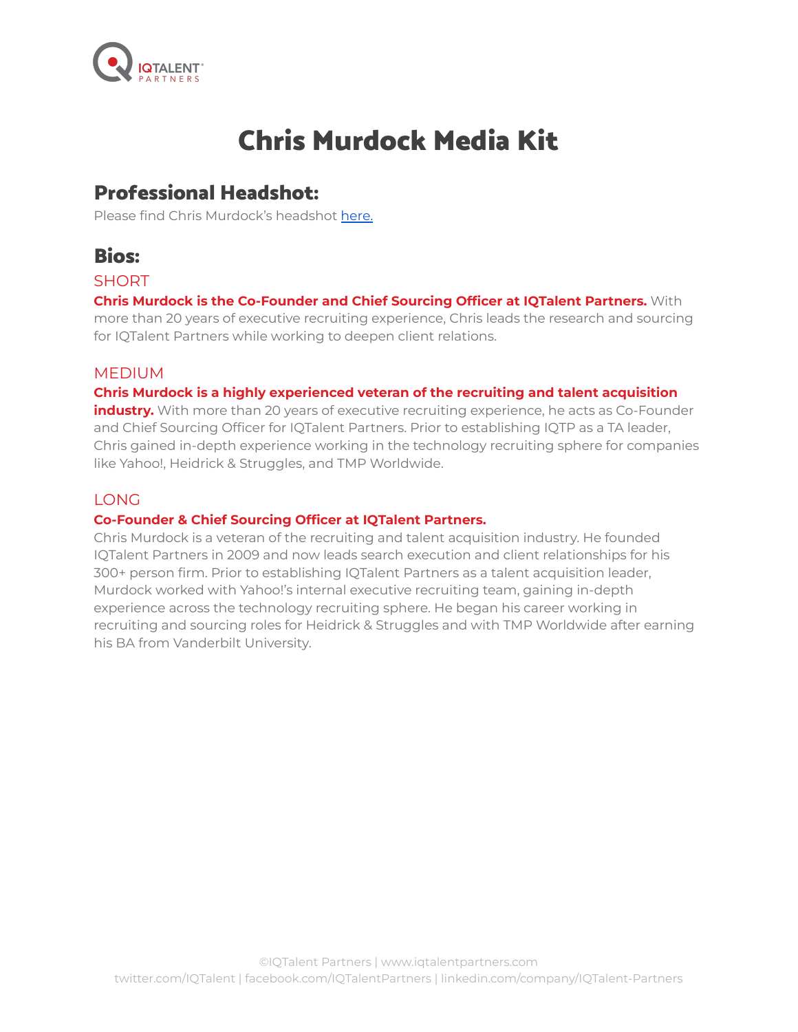# Chris Murdock Media Kit

## Professional Headshot:

Please find Chris Murdock's headshot here.

## Bios:

### SHORT

**Chris Murdock is the Co-Founder and Chief Sourcing Officer at IQTalent Partners.** With more than 20 years of executive recruiting experience, Chris leads the research and sourcing for IQTalent Partners while working to deepen client relations.

### MEDIUM

**Chris Murdock is a highly experienced veteran of the recruiting and talent acquisition industry.** With more than 20 years of executive recruiting experience, he acts as Co-Founder and Chief Sourcing Officer for IQTalent Partners. Prior to establishing IQTP as a TA leader, Chris gained in-depth experience working in the technology recruiting sphere for companies like Yahoo!, Heidrick & Struggles, and TMP Worldwide.

### LONG

**Co-Founder & Chief Sourcing Officer at IQTalent Partners.**

Chris Murdock is a veteran of the recruiting and talent acquisition industry. He founded IQTalent Partners in 2009 and now leads search execution and client relationships for his 300+ person firm. Prior to establishing IQTalent Partners as a talent acquisition leader, Murdock worked with Yahoo!'s internal executive recruiting team, gaining in-depth experience across the technology recruiting sphere. He began his career working in recruiting and sourcing roles for Heidrick & Struggles and with TMP Worldwide after earning his BA from Vanderbilt University.

©IQTalent Partners | www.iqtalentpartners.com
twitter.com/IQTalent | facebook.com/IQTalentPartners | linkedin.com/company/IQTalent-Partners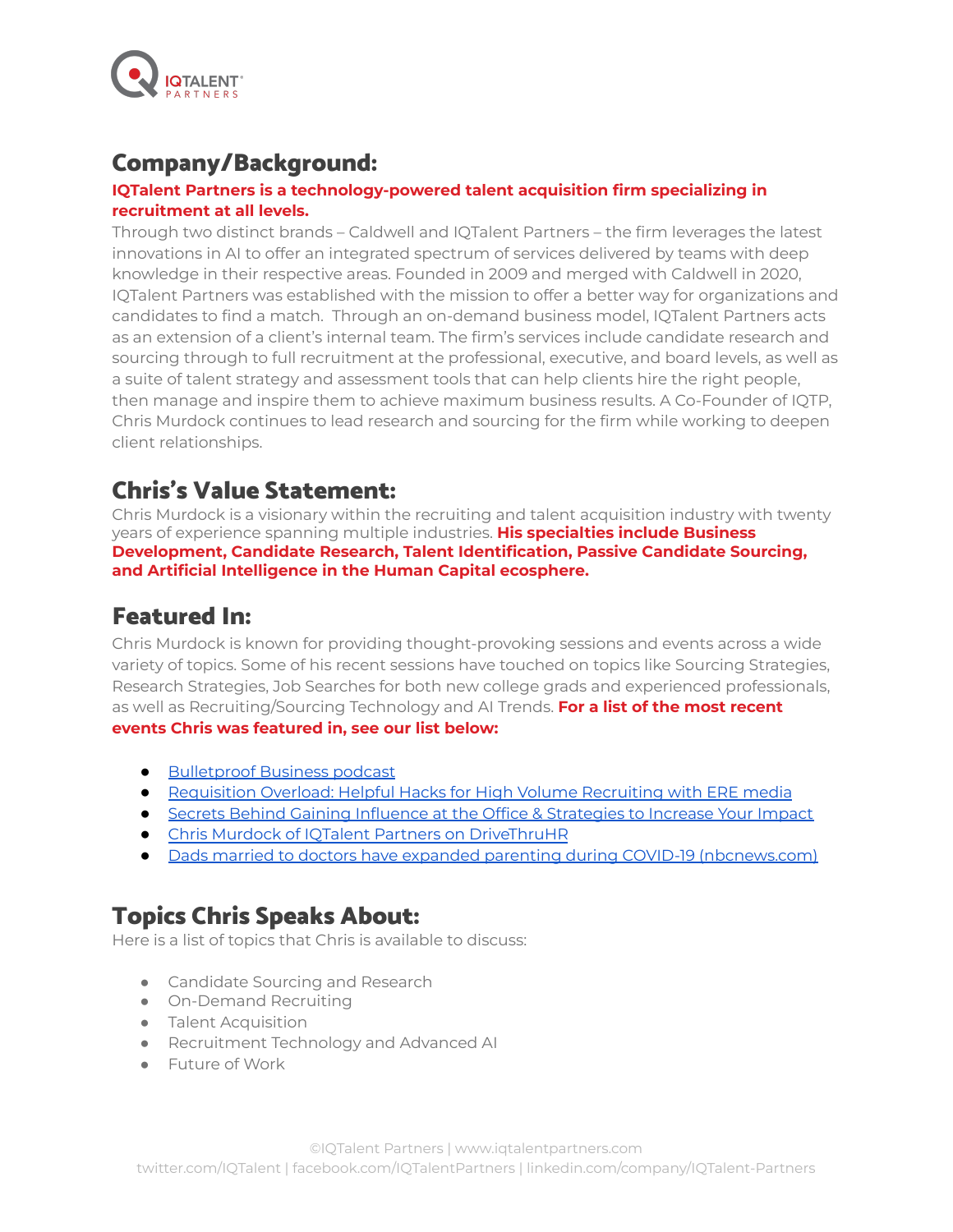## Company/Background:

**IQTalent Partners is a technology-powered talent acquisition firm specializing in recruitment at all levels.**

Through two distinct brands – Caldwell and IQTalent Partners – the firm leverages the latest innovations in AI to offer an integrated spectrum of services delivered by teams with deep knowledge in their respective areas. Founded in 2009 and merged with Caldwell in 2020, IQTalent Partners was established with the mission to offer a better way for organizations and candidates to find a match. Through an on-demand business model, IQTalent Partners acts as an extension of a client's internal team. The firm's services include candidate research and sourcing through to full recruitment at the professional, executive, and board levels, as well as a suite of talent strategy and assessment tools that can help clients hire the right people, then manage and inspire them to achieve maximum business results. A Co-Founder of IQTP, Chris Murdock continues to lead research and sourcing for the firm while working to deepen client relationships.

## Chris's Value Statement:

Chris Murdock is a visionary within the recruiting and talent acquisition industry with twenty years of experience spanning multiple industries. **His specialties include Business Development, Candidate Research, Talent Identification, Passive Candidate Sourcing, and Artificial Intelligence in the Human Capital ecosphere.**

## Featured In:

Chris Murdock is known for providing thought-provoking sessions and events across a wide variety of topics. Some of his recent sessions have touched on topics like Sourcing Strategies, Research Strategies, Job Searches for both new college grads and experienced professionals, as well as Recruiting/Sourcing Technology and AI Trends. **For a list of the most recent events Chris was featured in, see our list below:**

- Bulletproof Business podcast
- Requisition Overload: Helpful Hacks for High Volume Recruiting with ERE media
- Secrets Behind Gaining Influence at the Office & Strategies to Increase Your Impact
- Chris Murdock of IQTalent Partners on DriveThruHR
- Dads married to doctors have expanded parenting during COVID-19 (nbcnews.com)

## Topics Chris Speaks About:

Here is a list of topics that Chris is available to discuss:

- Candidate Sourcing and Research
- On-Demand Recruiting
- Talent Acquisition
- Recruitment Technology and Advanced AI
- Future of Work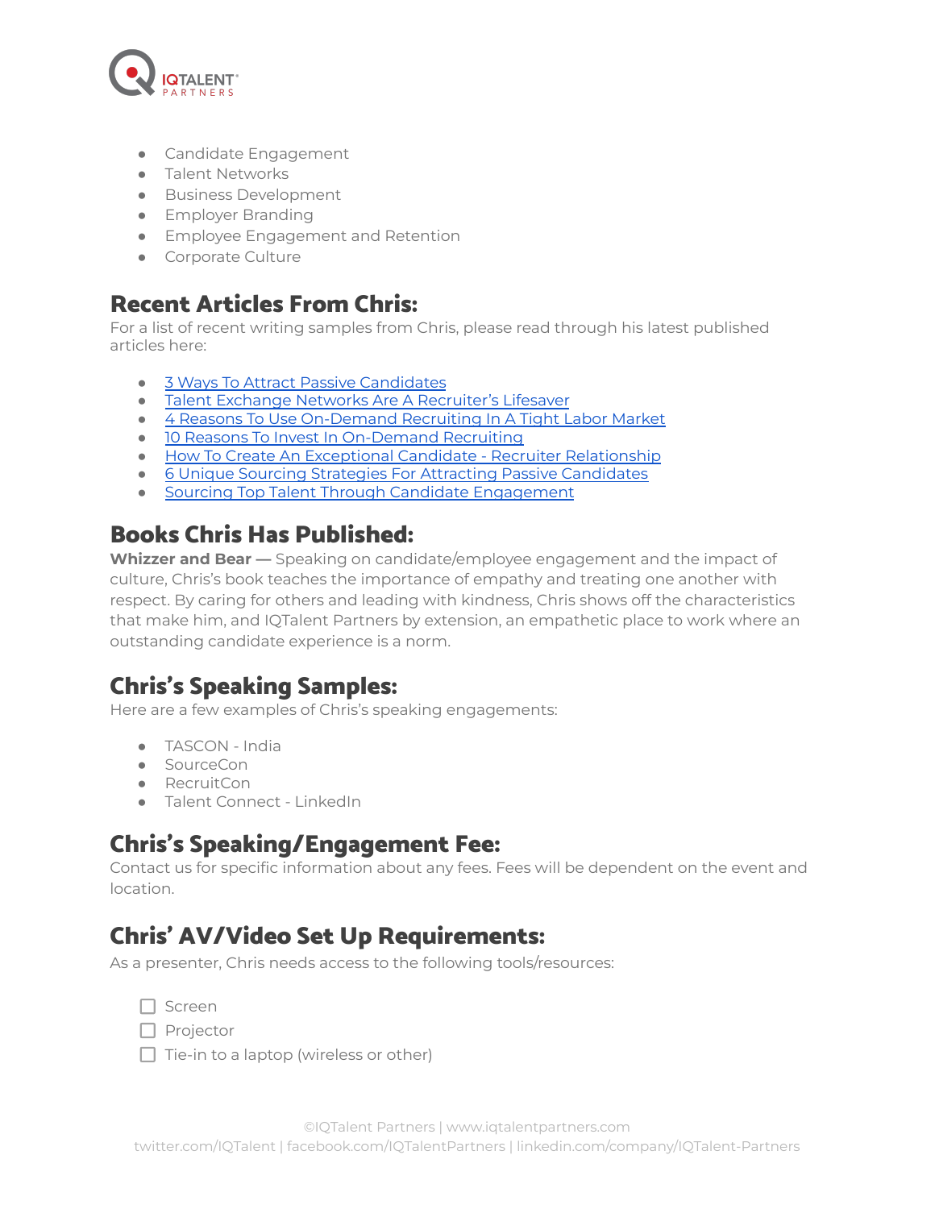- Candidate Engagement
- Talent Networks
- Business Development
- Employer Branding
- Employee Engagement and Retention
- Corporate Culture

## Recent Articles From Chris:

For a list of recent writing samples from Chris, please read through his latest published articles here:

- 3 Ways To Attract Passive Candidates
- Talent Exchange Networks Are A Recruiter's Lifesaver
- 4 Reasons To Use On-Demand Recruiting In A Tight Labor Market
- 10 Reasons To Invest In On-Demand Recruiting
- How To Create An Exceptional Candidate - Recruiter Relationship
- 6 Unique Sourcing Strategies For Attracting Passive Candidates
- Sourcing Top Talent Through Candidate Engagement

## Books Chris Has Published:

**Whizzer and Bear —** Speaking on candidate/employee engagement and the impact of culture, Chris's book teaches the importance of empathy and treating one another with respect. By caring for others and leading with kindness, Chris shows off the characteristics that make him, and IQTalent Partners by extension, an empathetic place to work where an outstanding candidate experience is a norm.

## Chris's Speaking Samples:

Here are a few examples of Chris's speaking engagements:

- TASCON - India
- SourceCon
- RecruitCon
- Talent Connect - LinkedIn

## Chris's Speaking/Engagement Fee:

Contact us for specific information about any fees. Fees will be dependent on the event and location.

## Chris' AV/Video Set Up Requirements:

As a presenter, Chris needs access to the following tools/resources:

- [ ] Screen
- [ ] Projector
- [ ] Tie-in to a laptop (wireless or other)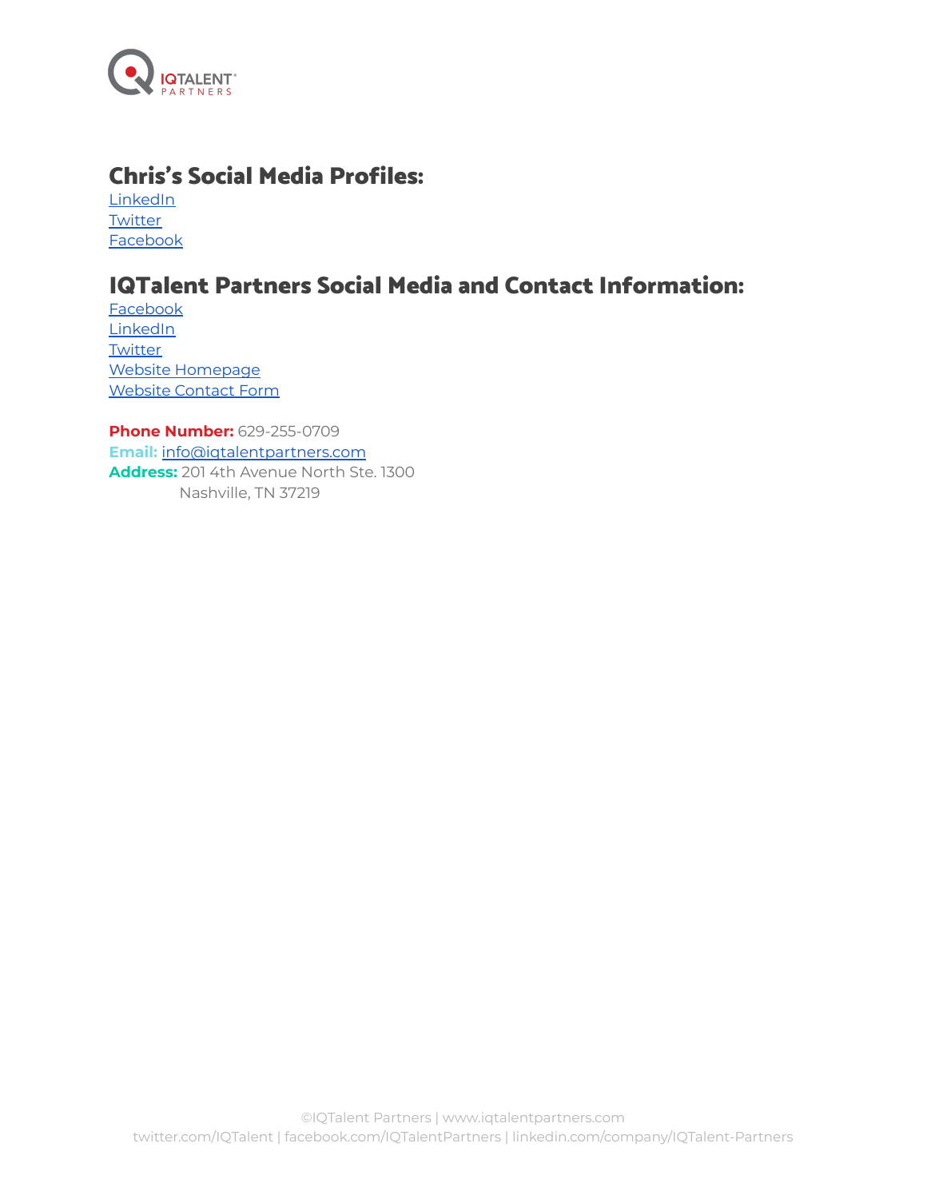## Chris's Social Media Profiles:

LinkedIn
Twitter
Facebook

## IQTalent Partners Social Media and Contact Information:

Facebook
LinkedIn
Twitter
Website Homepage
Website Contact Form

**Phone Number:** 629-255-0709
**Email:** info@iqtalentpartners.com
**Address:** 201 4th Avenue North Ste. 1300
Nashville, TN 37219